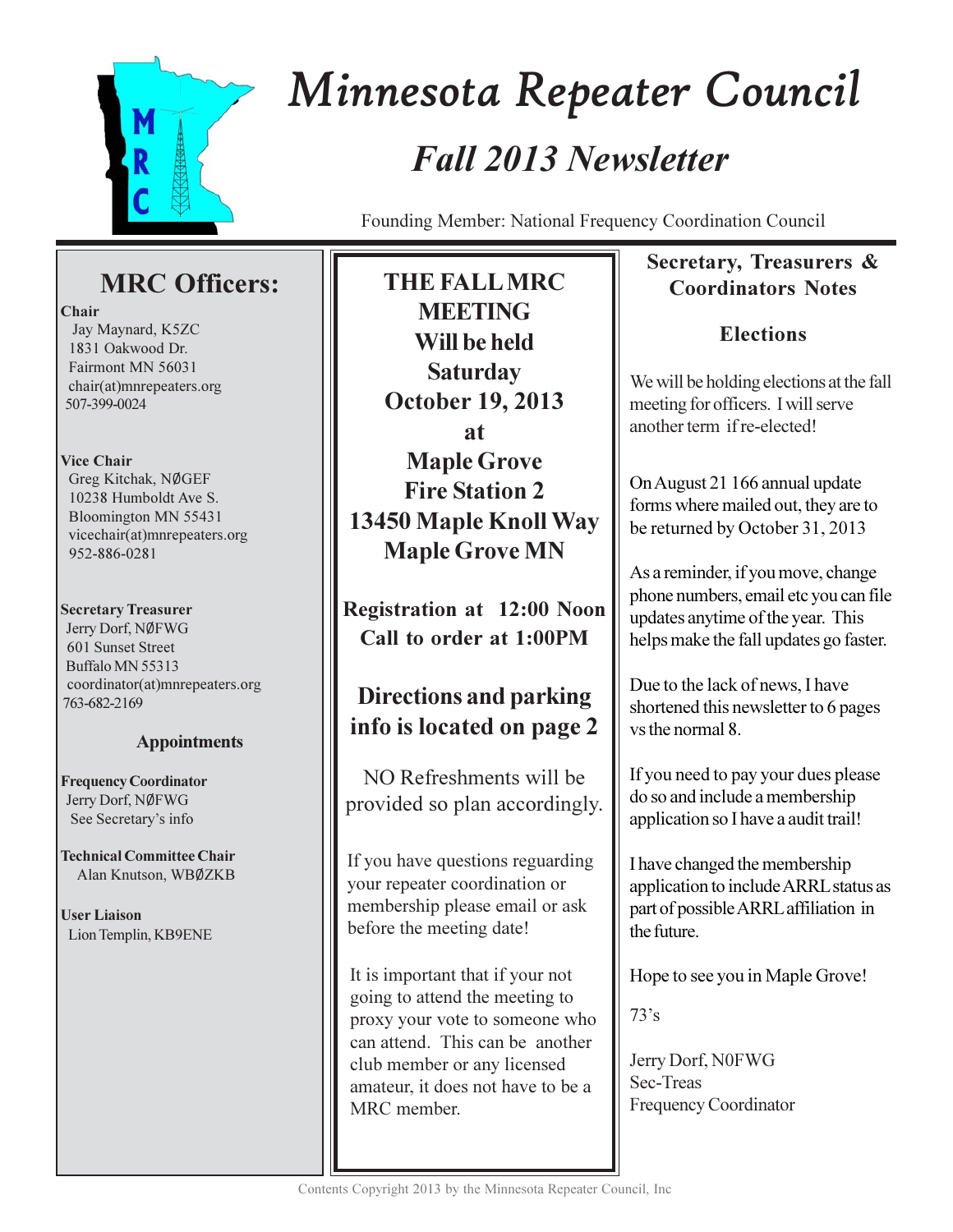# Minnesota Repeater Council

## *Fall 2013 Newsletter*

Founding Member: National Frequency Coordination Council

## MRC Officers:

**Chair**
Jay Maynard, K5ZC
1831 Oakwood Dr.
Fairmont MN 56031
chair(at)mnrepeaters.org
507-399-0024

**Vice Chair**
Greg Kitchak, NØGEF
10238 Humboldt Ave S.
Bloomington MN 55431
vicechair(at)mnrepeaters.org
952-886-0281

**Secretary Treasurer**
Jerry Dorf, NØFWG
601 Sunset Street
Buffalo MN 55313
coordinator(at)mnrepeaters.org
763-682-2169

### Appointments

**Frequency Coordinator**
Jerry Dorf, NØFWG
See Secretary's info

**Technical Committee Chair**
Alan Knutson, WBØZKB

**User Liaison**
Lion Templin, KB9ENE

**THE FALL MRC MEETING Will be held Saturday October 19, 2013 at Maple Grove Fire Station 2 13450 Maple Knoll Way Maple Grove MN**

**Registration at 12:00 Noon**
**Call to order at 1:00PM**

**Directions and parking info is located on page 2**

NO Refreshments will be provided so plan accordingly.

If you have questions reguarding your repeater coordination or membership please email or ask before the meeting date!

It is important that if your not going to attend the meeting to proxy your vote to someone who can attend. This can be another club member or any licensed amateur, it does not have to be a MRC member.

## Secretary, Treasurers & Coordinators Notes

### Elections

We will be holding elections at the fall meeting for officers. I will serve another term if re-elected!

On August 21 166 annual update forms where mailed out, they are to be returned by October 31, 2013

As a reminder, if you move, change phone numbers, email etc you can file updates anytime of the year. This helps make the fall updates go faster.

Due to the lack of news, I have shortened this newsletter to 6 pages vs the normal 8.

If you need to pay your dues please do so and include a membership application so I have a audit trail!

I have changed the membership application to include ARRL status as part of possible ARRL affiliation in the future.

Hope to see you in Maple Grove!

73's

Jerry Dorf, N0FWG
Sec-Treas
Frequency Coordinator

Contents Copyright 2013 by the Minnesota Repeater Council, Inc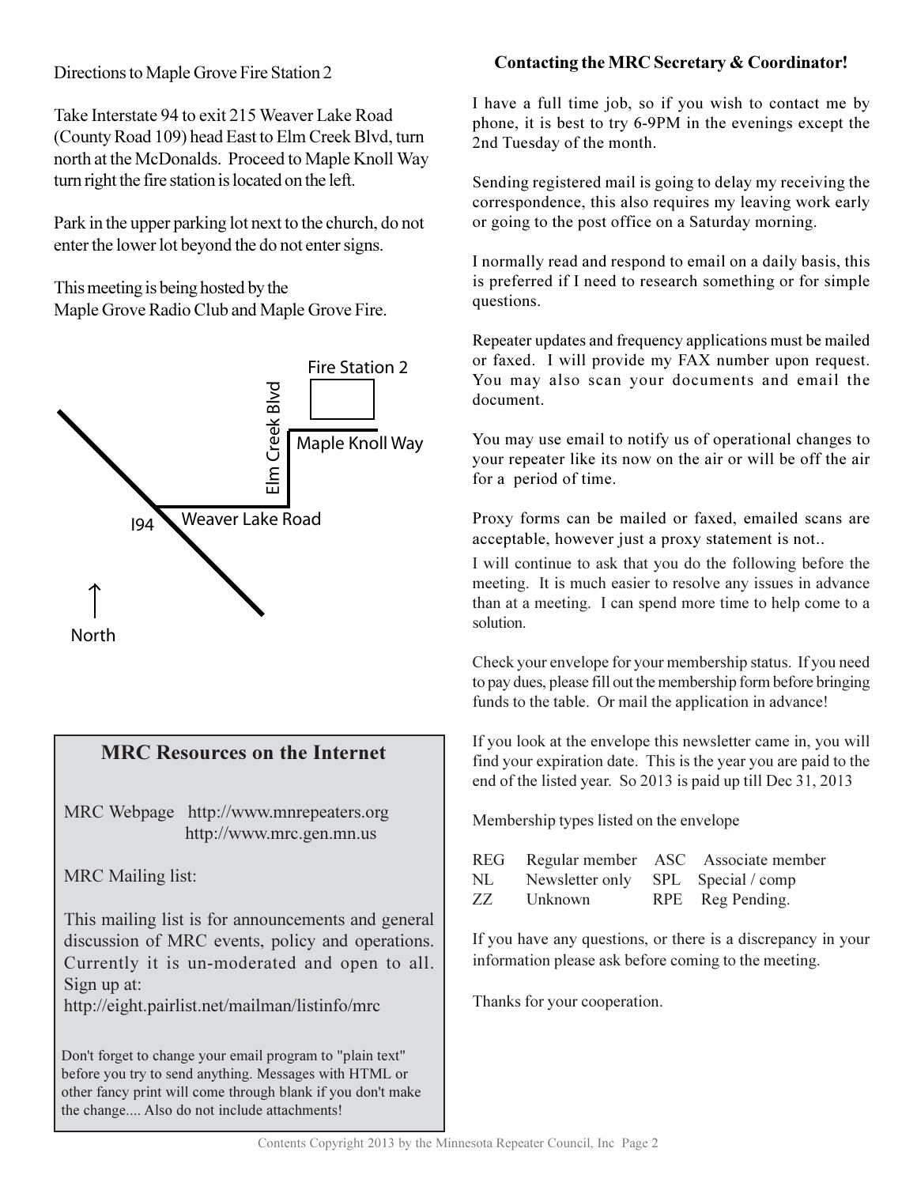Directions to Maple Grove Fire Station 2

Take Interstate 94 to exit 215 Weaver Lake Road (County Road 109) head East to Elm Creek Blvd, turn north at the McDonalds. Proceed to Maple Knoll Way turn right the fire station is located on the left.

Park in the upper parking lot next to the church, do not enter the lower lot beyond the do not enter signs.

This meeting is being hosted by the
Maple Grove Radio Club and Maple Grove Fire.

Fire Station 2

Elm Creek Blvd

Maple Knoll Way

I94

Weaver Lake Road

North

## MRC Resources on the Internet

MRC Webpage http://www.mnrepeaters.org
http://www.mrc.gen.mn.us

MRC Mailing list:

This mailing list is for announcements and general discussion of MRC events, policy and operations. Currently it is un-moderated and open to all. Sign up at:
http://eight.pairlist.net/mailman/listinfo/mrc

Don't forget to change your email program to "plain text" before you try to send anything. Messages with HTML or other fancy print will come through blank if you don't make the change.... Also do not include attachments!

**Contacting the MRC Secretary & Coordinator!**

I have a full time job, so if you wish to contact me by phone, it is best to try 6-9PM in the evenings except the 2nd Tuesday of the month.

Sending registered mail is going to delay my receiving the correspondence, this also requires my leaving work early or going to the post office on a Saturday morning.

I normally read and respond to email on a daily basis, this is preferred if I need to research something or for simple questions.

Repeater updates and frequency applications must be mailed or faxed. I will provide my FAX number upon request. You may also scan your documents and email the document.

You may use email to notify us of operational changes to your repeater like its now on the air or will be off the air for a period of time.

Proxy forms can be mailed or faxed, emailed scans are acceptable, however just a proxy statement is not..

I will continue to ask that you do the following before the meeting. It is much easier to resolve any issues in advance than at a meeting. I can spend more time to help come to a solution.

Check your envelope for your membership status. If you need to pay dues, please fill out the membership form before bringing funds to the table. Or mail the application in advance!

If you look at the envelope this newsletter came in, you will find your expiration date. This is the year you are paid to the end of the listed year. So 2013 is paid up till Dec 31, 2013

Membership types listed on the envelope

| | | | |
|---|---|---|---|
| REG | Regular member | ASC | Associate member |
| NL | Newsletter only | SPL | Special / comp |
| ZZ | Unknown | RPE | Reg Pending. |

If you have any questions, or there is a discrepancy in your information please ask before coming to the meeting.

Thanks for your cooperation.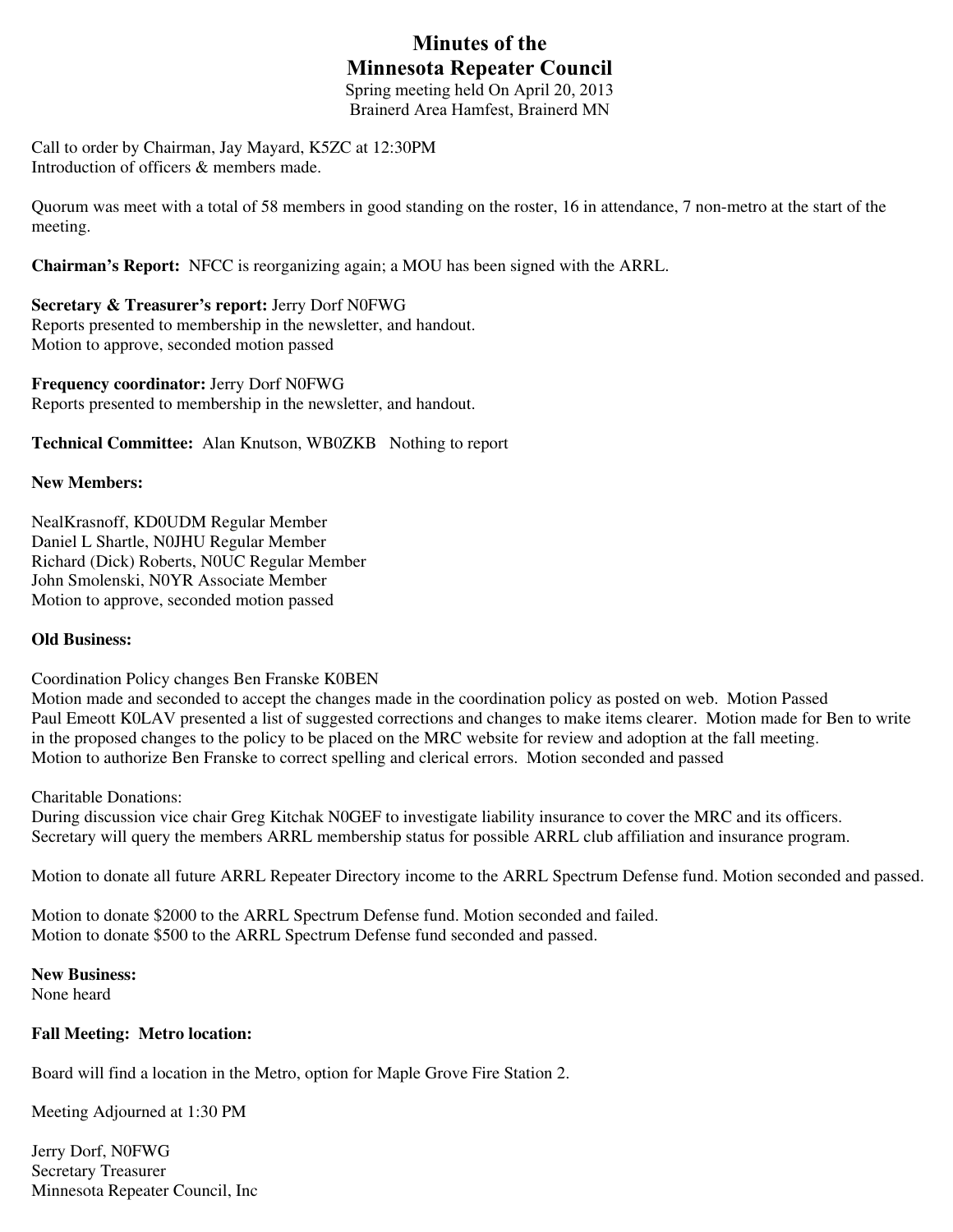# Minutes of the
# Minnesota Repeater Council

Spring meeting held On April 20, 2013
Brainerd Area Hamfest, Brainerd MN

Call to order by Chairman, Jay Mayard, K5ZC at 12:30PM
Introduction of officers & members made.

Quorum was meet with a total of 58 members in good standing on the roster, 16 in attendance, 7 non-metro at the start of the meeting.

**Chairman's Report:** NFCC is reorganizing again; a MOU has been signed with the ARRL.

**Secretary & Treasurer's report:** Jerry Dorf N0FWG
Reports presented to membership in the newsletter, and handout.
Motion to approve, seconded motion passed

**Frequency coordinator:** Jerry Dorf N0FWG
Reports presented to membership in the newsletter, and handout.

**Technical Committee:** Alan Knutson, WB0ZKB Nothing to report

**New Members:**

NealKrasnoff, KD0UDM Regular Member
Daniel L Shartle, N0JHU Regular Member
Richard (Dick) Roberts, N0UC Regular Member
John Smolenski, N0YR Associate Member
Motion to approve, seconded motion passed

**Old Business:**

Coordination Policy changes Ben Franske K0BEN
Motion made and seconded to accept the changes made in the coordination policy as posted on web. Motion Passed
Paul Emeott K0LAV presented a list of suggested corrections and changes to make items clearer. Motion made for Ben to write in the proposed changes to the policy to be placed on the MRC website for review and adoption at the fall meeting.
Motion to authorize Ben Franske to correct spelling and clerical errors. Motion seconded and passed

Charitable Donations:
During discussion vice chair Greg Kitchak N0GEF to investigate liability insurance to cover the MRC and its officers.
Secretary will query the members ARRL membership status for possible ARRL club affiliation and insurance program.

Motion to donate all future ARRL Repeater Directory income to the ARRL Spectrum Defense fund. Motion seconded and passed.

Motion to donate $2000 to the ARRL Spectrum Defense fund. Motion seconded and failed.
Motion to donate $500 to the ARRL Spectrum Defense fund seconded and passed.

**New Business:**
None heard

**Fall Meeting: Metro location:**

Board will find a location in the Metro, option for Maple Grove Fire Station 2.

Meeting Adjourned at 1:30 PM

Jerry Dorf, N0FWG
Secretary Treasurer
Minnesota Repeater Council, Inc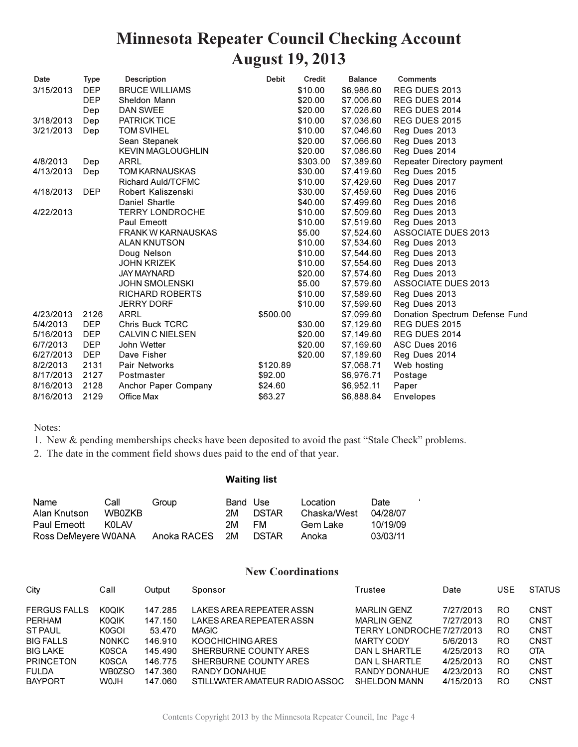# Minnesota Repeater Council Checking Account
## August 19, 2013

| Date | Type | Description | Debit | Credit | Balance | Comments |
|---|---|---|---|---|---|---|
| 3/15/2013 | DEP | BRUCE WILLIAMS | | $10.00 | $6,986.60 | REG DUES 2013 |
| | DEP | Sheldon Mann | | $20.00 | $7,006.60 | REG DUES 2014 |
| | Dep | DAN SWEE | | $20.00 | $7,026.60 | REG DUES 2014 |
| 3/18/2013 | Dep | PATRICK TICE | | $10.00 | $7,036.60 | REG DUES 2015 |
| 3/21/2013 | Dep | TOM SVIHEL | | $10.00 | $7,046.60 | Reg Dues 2013 |
| | | Sean Stepanek | | $20.00 | $7,066.60 | Reg Dues 2013 |
| | | KEVIN MAGLOUGHLIN | | $20.00 | $7,086.60 | Reg Dues 2014 |
| 4/8/2013 | Dep | ARRL | | $303.00 | $7,389.60 | Repeater Directory payment |
| 4/13/2013 | Dep | TOM KARNAUSKAS | | $30.00 | $7,419.60 | Reg Dues 2015 |
| | | Richard Auld/TCFMC | | $10.00 | $7,429.60 | Reg Dues 2017 |
| 4/18/2013 | DEP | Robert Kaliszenski | | $30.00 | $7,459.60 | Reg Dues 2016 |
| | | Daniel Shartle | | $40.00 | $7,499.60 | Reg Dues 2016 |
| 4/22/2013 | | TERRY LONDROCHE | | $10.00 | $7,509.60 | Reg Dues 2013 |
| | | Paul Emeott | | $10.00 | $7,519.60 | Reg Dues 2013 |
| | | FRANK W KARNAUSKAS | | $5.00 | $7,524.60 | ASSOCIATE DUES 2013 |
| | | ALAN KNUTSON | | $10.00 | $7,534.60 | Reg Dues 2013 |
| | | Doug Nelson | | $10.00 | $7,544.60 | Reg Dues 2013 |
| | | JOHN KRIZEK | | $10.00 | $7,554.60 | Reg Dues 2013 |
| | | JAY MAYNARD | | $20.00 | $7,574.60 | Reg Dues 2013 |
| | | JOHN SMOLENSKI | | $5.00 | $7,579.60 | ASSOCIATE DUES 2013 |
| | | RICHARD ROBERTS | | $10.00 | $7,589.60 | Reg Dues 2013 |
| | | JERRY DORF | | $10.00 | $7,599.60 | Reg Dues 2013 |
| 4/23/2013 | 2126 | ARRL | $500.00 | | $7,099.60 | Donation Spectrum Defense Fund |
| 5/4/2013 | DEP | Chris Buck TCRC | | $30.00 | $7,129.60 | REG DUES 2015 |
| 5/16/2013 | DEP | CALVIN C NIELSEN | | $20.00 | $7,149.60 | REG DUES 2014 |
| 6/7/2013 | DEP | John Wetter | | $20.00 | $7,169.60 | ASC Dues 2016 |
| 6/27/2013 | DEP | Dave Fisher | | $20.00 | $7,189.60 | Reg Dues 2014 |
| 8/2/2013 | 2131 | Pair Networks | $120.89 | | $7,068.71 | Web hosting |
| 8/17/2013 | 2127 | Postmaster | $92.00 | | $6,976.71 | Postage |
| 8/16/2013 | 2128 | Anchor Paper Company | $24.60 | | $6,952.11 | Paper |
| 8/16/2013 | 2129 | Office Max | $63.27 | | $6,888.84 | Envelopes |

Notes:
1. New & pending memberships checks have been deposited to avoid the past "Stale Check" problems.
2. The date in the comment field shows dues paid to the end of that year.

### Waiting list

| Name | Call | Group | Band | Use | Location | Date |
|---|---|---|---|---|---|---|
| Alan Knutson | WB0ZKB | | 2M | DSTAR | Chaska/West | 04/28/07 |
| Paul Emeott | K0LAV | | 2M | FM | Gem Lake | 10/19/09 |
| Ross DeMeyere | W0ANA | Anoka RACES | 2M | DSTAR | Anoka | 03/03/11 |

### New Coordinations

| City | Call | Output | Sponsor | Trustee | Date | USE | STATUS |
|---|---|---|---|---|---|---|---|
| FERGUS FALLS | K0QIK | 147.285 | LAKES AREA REPEATER ASSN | MARLIN GENZ | 7/27/2013 | RO | CNST |
| PERHAM | K0QIK | 147.150 | LAKES AREA REPEATER ASSN | MARLIN GENZ | 7/27/2013 | RO | CNST |
| ST PAUL | K0GOI | 53.470 | MAGIC | TERRY LONDROCHE | 7/27/2013 | RO | CNST |
| BIG FALLS | N0NKC | 146.910 | KOOCHICHING ARES | MARTY CODY | 5/6/2013 | RO | CNST |
| BIG LAKE | K0SCA | 145.490 | SHERBURNE COUNTY ARES | DAN L SHARTLE | 4/25/2013 | RO | OTA |
| PRINCETON | K0SCA | 146.775 | SHERBURNE COUNTY ARES | DAN L SHARTLE | 4/25/2013 | RO | CNST |
| FULDA | WB0ZSO | 147.360 | RANDY DONAHUE | RANDY DONAHUE | 4/23/2013 | RO | CNST |
| BAYPORT | W0JH | 147.060 | STILLWATER AMATEUR RADIO ASSOC | SHELDON MANN | 4/15/2013 | RO | CNST |

Contents Copyright 2013 by the Minnesota Repeater Council, Inc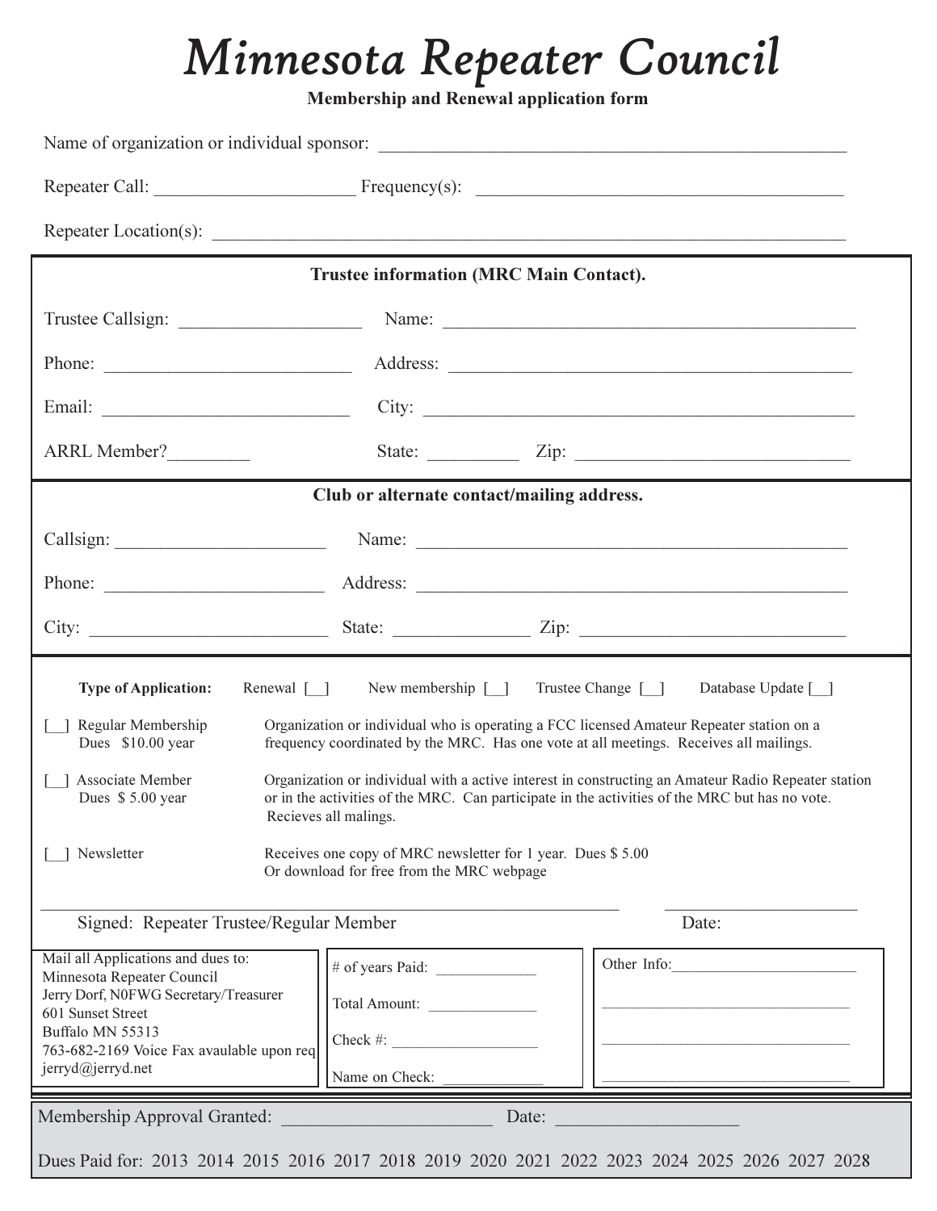# *Minnesota Repeater Council*

**Membership and Renewal application form**

Name of organization or individual sponsor: ____________________________________________________

Repeater Call: ______________________ Frequency(s): ________________________________________

Repeater Location(s): ______________________________________________________________________

---

**Trustee information (MRC Main Contact).**

Trustee Callsign: ____________________ Name: _____________________________________________

Phone: ___________________________ Address: ____________________________________________

Email: ___________________________ City: _______________________________________________

ARRL Member?_________ State: __________ Zip: ______________________________

---

**Club or alternate contact/mailing address.**

Callsign: _______________________ Name: ________________________________________________

Phone: ________________________ Address: ______________________________________________

City: __________________________ State: _______________ Zip: ______________________________

---

**Type of Application:** Renewal [__] New membership [__] Trustee Change [__] Database Update [__]

[__] Regular Membership Dues $10.00 year — Organization or individual who is operating a FCC licensed Amateur Repeater station on a frequency coordinated by the MRC. Has one vote at all meetings. Receives all mailings.

[__] Associate Member Dues $ 5.00 year — Organization or individual with a active interest in constructing an Amateur Radio Repeater station or in the activities of the MRC. Can participate in the activities of the MRC but has no vote. Recieves all malings.

[__] Newsletter — Receives one copy of MRC newsletter for 1 year. Dues $ 5.00 Or download for free from the MRC webpage

_____________________________________________________________ _____________________

Signed: Repeater Trustee/Regular Member Date:

Mail all Applications and dues to:
Minnesota Repeater Council
Jerry Dorf, N0FWG Secretary/Treasurer
601 Sunset Street
Buffalo MN 55313
763-682-2169 Voice Fax avaulable upon req
jerryd@jerryd.net

\# of years Paid: _____________

Total Amount: ______________

Check #: ___________________

Name on Check: _____________

Other Info:_________________________

_________________________________

_________________________________

_________________________________

---

Membership Approval Granted: _______________________ Date: ____________________

Dues Paid for: 2013 2014 2015 2016 2017 2018 2019 2020 2021 2022 2023 2024 2025 2026 2027 2028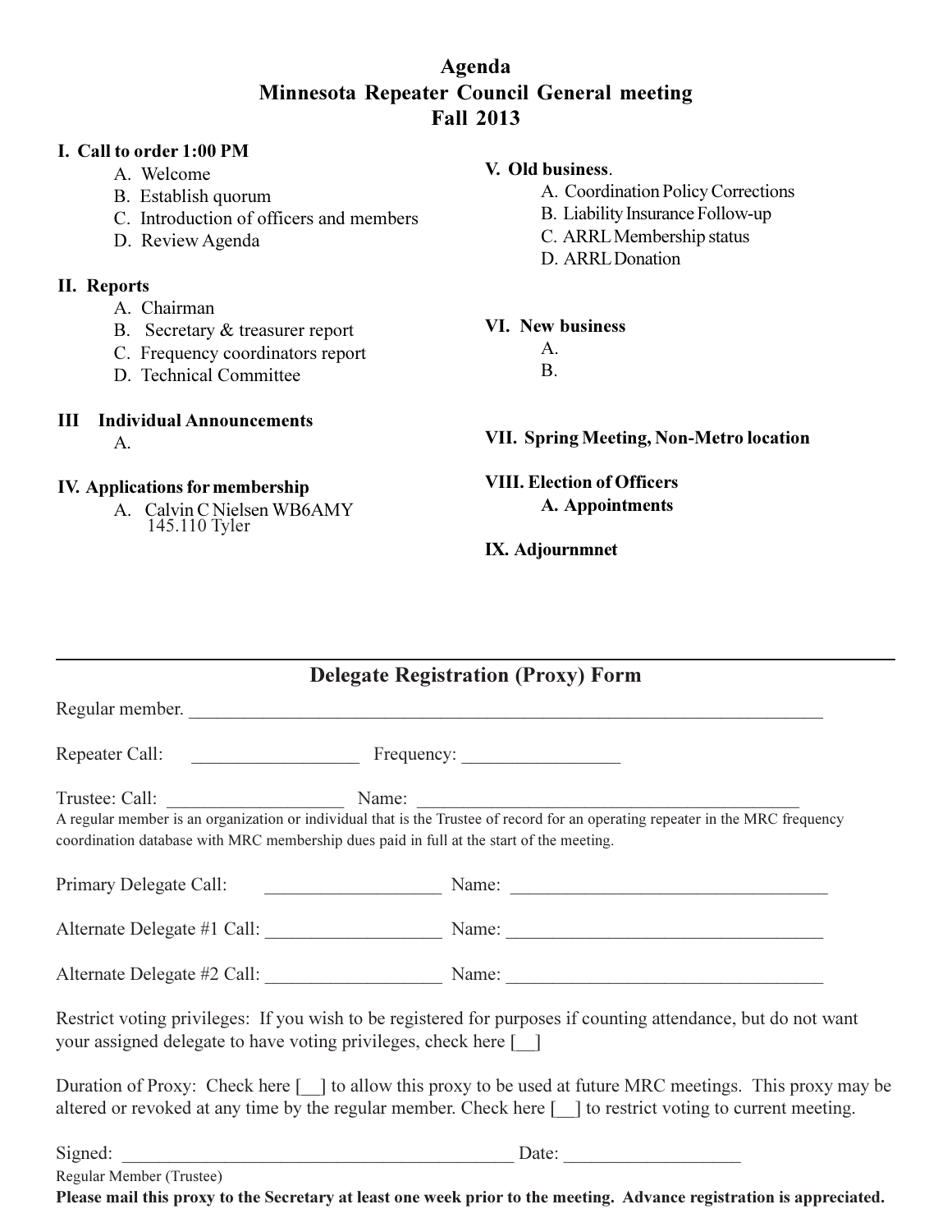# Agenda
# Minnesota Repeater Council General meeting
# Fall 2013

**I. Call to order 1:00 PM**

A. Welcome
B. Establish quorum
C. Introduction of officers and members
D. Review Agenda

**II. Reports**

A. Chairman
B. Secretary & treasurer report
C. Frequency coordinators report
D. Technical Committee

**III Individual Announcements**

A.

**IV. Applications for membership**

A. Calvin C Nielsen WB6AMY
145.110 Tyler

**V. Old business.**

A. Coordination Policy Corrections
B. Liability Insurance Follow-up
C. ARRL Membership status
D. ARRL Donation

**VI. New business**

A.
B.

**VII. Spring Meeting, Non-Metro location**

**VIII. Election of Officers**

**A. Appointments**

**IX. Adjournmnet**

---

## Delegate Registration (Proxy) Form

Regular member. ______________________________________________________________________

Repeater Call: _________________ Frequency: ________________

Trustee: Call: __________________ Name: ________________________________________

A regular member is an organization or individual that is the Trustee of record for an operating repeater in the MRC frequency coordination database with MRC membership dues paid in full at the start of the meeting.

Primary Delegate Call: __________________ Name: __________________________________

Alternate Delegate #1 Call: __________________ Name: __________________________________

Alternate Delegate #2 Call: __________________ Name: __________________________________

Restrict voting privileges: If you wish to be registered for purposes if counting attendance, but do not want your assigned delegate to have voting privileges, check here [__]

Duration of Proxy: Check here [__] to allow this proxy to be used at future MRC meetings. This proxy may be altered or revoked at any time by the regular member. Check here [__] to restrict voting to current meeting.

Signed: ________________________________________ Date: __________________

Regular Member (Trustee)

**Please mail this proxy to the Secretary at least one week prior to the meeting. Advance registration is appreciated.**